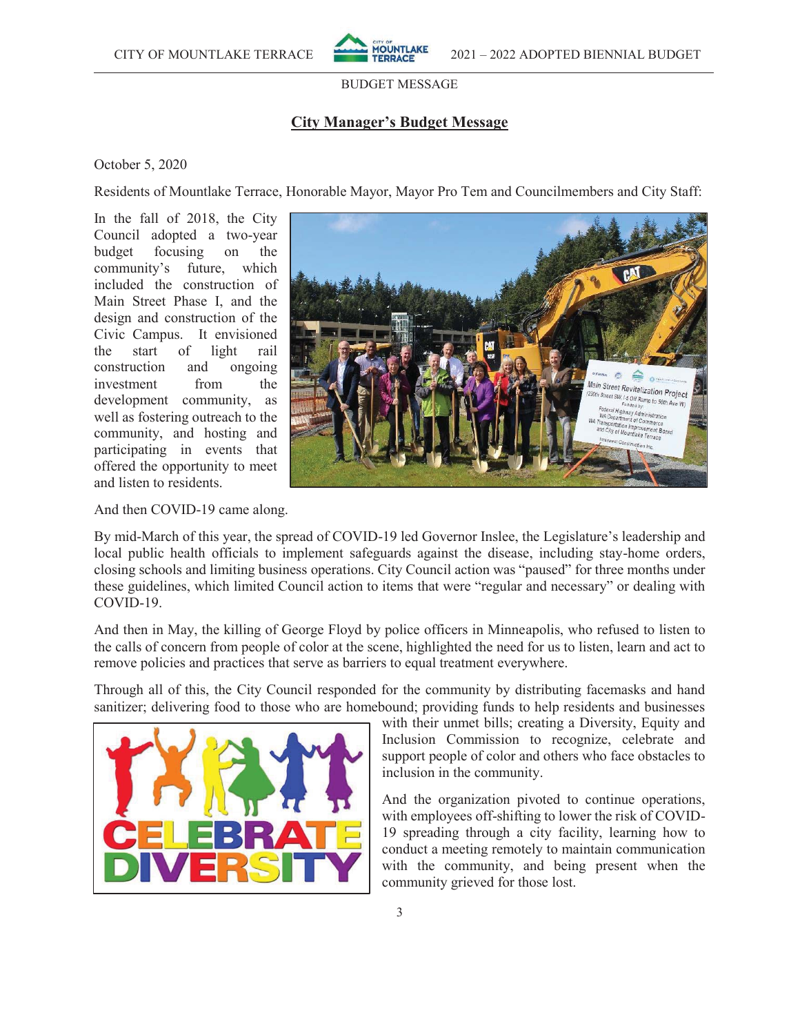BUDGET MESSAGE

## City Manager's Budget Message

October 5, 2020

Residents of Mountlake Terrace, Honorable Mayor, Mayor Pro Tem and Councilmembers and City Staff:

In the fall of 2018, the City Council adopted a two-year budget focusing on the community's future, which included the construction of Main Street Phase I, and the design and construction of the Civic Campus. It envisioned the start of light rail construction and ongoing investment from the development community, as well as fostering outreach to the community, and hosting and participating in events that offered the opportunity to meet and listen to residents.

And then COVID-19 came along.

By mid-March of this year, the spread of COVID-19 led Governor Inslee, the Legislature's leadership and local public health officials to implement safeguards against the disease, including stay-home orders, closing schools and limiting business operations. City Council action was "paused" for three months under these guidelines, which limited Council action to items that were "regular and necessary" or dealing with COVID-19.

And then in May, the killing of George Floyd by police officers in Minneapolis, who refused to listen to the calls of concern from people of color at the scene, highlighted the need for us to listen, learn and act to remove policies and practices that serve as barriers to equal treatment everywhere.

Through all of this, the City Council responded for the community by distributing facemasks and hand sanitizer; delivering food to those who are homebound; providing funds to help residents and businesses with their unmet bills; creating a Diversity, Equity and Inclusion Commission to recognize, celebrate and support people of color and others who face obstacles to inclusion in the community.

And the organization pivoted to continue operations, with employees off-shifting to lower the risk of COVID-19 spreading through a city facility, learning how to conduct a meeting remotely to maintain communication with the community, and being present when the community grieved for those lost.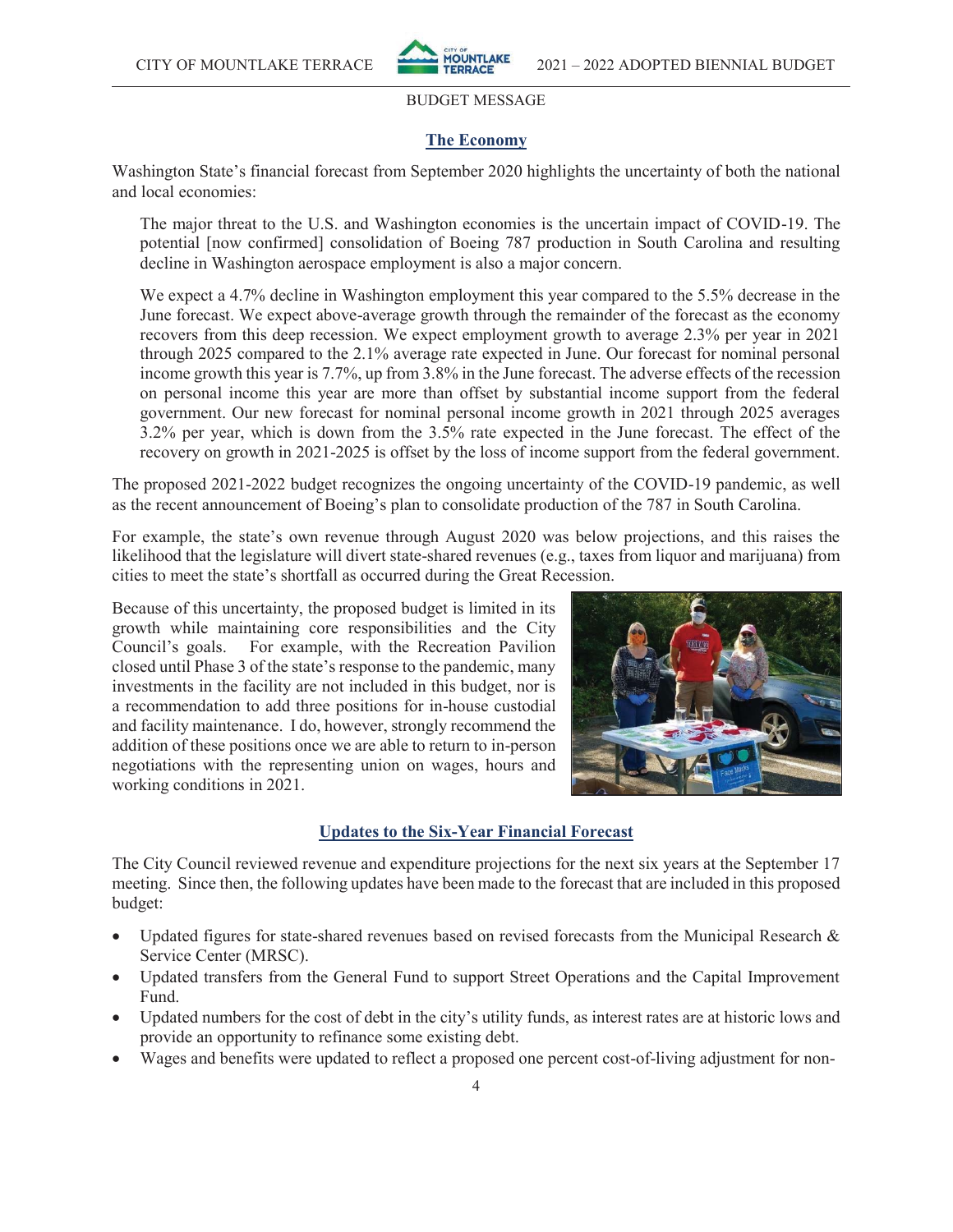BUDGET MESSAGE

## The Economy

Washington State's financial forecast from September 2020 highlights the uncertainty of both the national and local economies:

> The major threat to the U.S. and Washington economies is the uncertain impact of COVID-19. The potential [now confirmed] consolidation of Boeing 787 production in South Carolina and resulting decline in Washington aerospace employment is also a major concern.
>
> We expect a 4.7% decline in Washington employment this year compared to the 5.5% decrease in the June forecast. We expect above-average growth through the remainder of the forecast as the economy recovers from this deep recession. We expect employment growth to average 2.3% per year in 2021 through 2025 compared to the 2.1% average rate expected in June. Our forecast for nominal personal income growth this year is 7.7%, up from 3.8% in the June forecast. The adverse effects of the recession on personal income this year are more than offset by substantial income support from the federal government. Our new forecast for nominal personal income growth in 2021 through 2025 averages 3.2% per year, which is down from the 3.5% rate expected in the June forecast. The effect of the recovery on growth in 2021-2025 is offset by the loss of income support from the federal government.

The proposed 2021-2022 budget recognizes the ongoing uncertainty of the COVID-19 pandemic, as well as the recent announcement of Boeing's plan to consolidate production of the 787 in South Carolina.

For example, the state's own revenue through August 2020 was below projections, and this raises the likelihood that the legislature will divert state-shared revenues (e.g., taxes from liquor and marijuana) from cities to meet the state's shortfall as occurred during the Great Recession.

Because of this uncertainty, the proposed budget is limited in its growth while maintaining core responsibilities and the City Council's goals. For example, with the Recreation Pavilion closed until Phase 3 of the state's response to the pandemic, many investments in the facility are not included in this budget, nor is a recommendation to add three positions for in-house custodial and facility maintenance. I do, however, strongly recommend the addition of these positions once we are able to return to in-person negotiations with the representing union on wages, hours and working conditions in 2021.

## Updates to the Six-Year Financial Forecast

The City Council reviewed revenue and expenditure projections for the next six years at the September 17 meeting. Since then, the following updates have been made to the forecast that are included in this proposed budget:

- Updated figures for state-shared revenues based on revised forecasts from the Municipal Research & Service Center (MRSC).
- Updated transfers from the General Fund to support Street Operations and the Capital Improvement Fund.
- Updated numbers for the cost of debt in the city's utility funds, as interest rates are at historic lows and provide an opportunity to refinance some existing debt.
- Wages and benefits were updated to reflect a proposed one percent cost-of-living adjustment for non-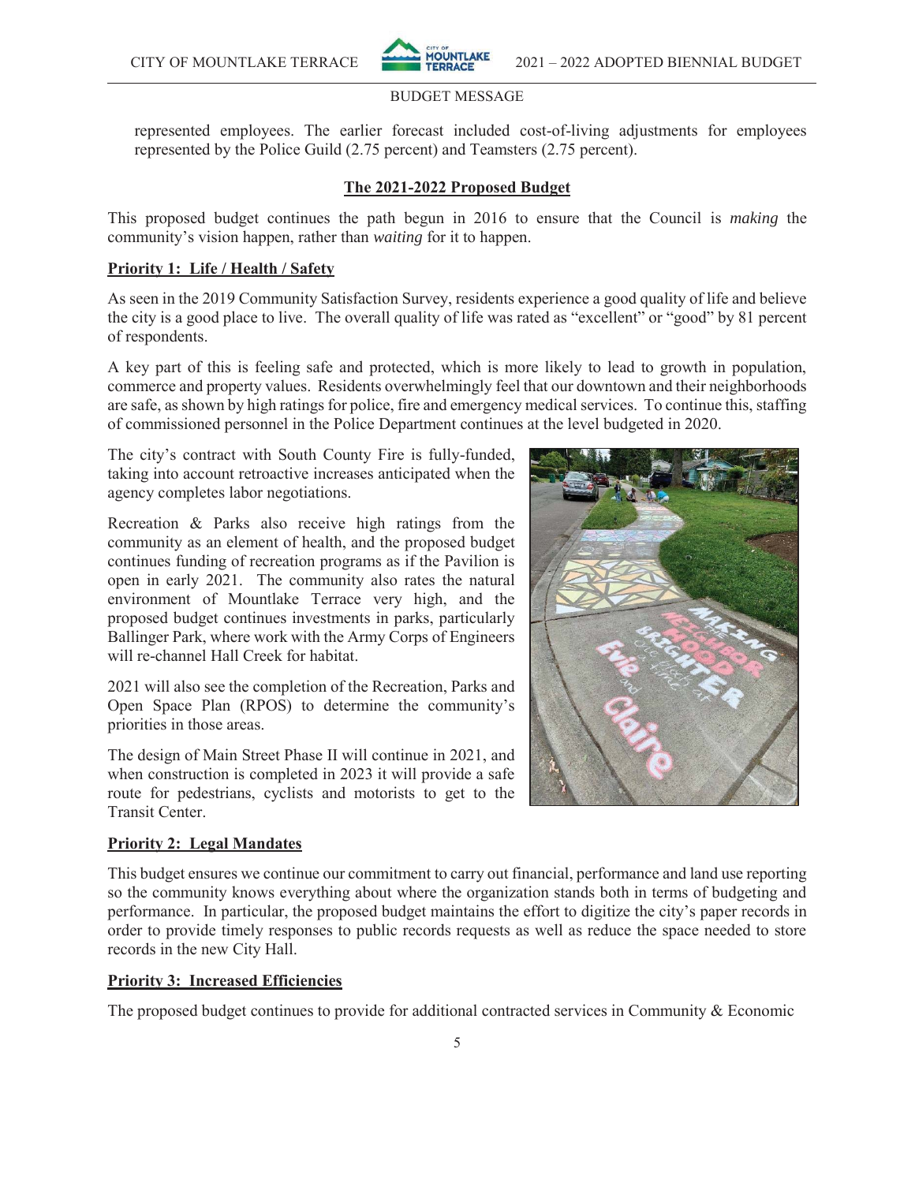BUDGET MESSAGE

represented employees. The earlier forecast included cost-of-living adjustments for employees represented by the Police Guild (2.75 percent) and Teamsters (2.75 percent).

## The 2021-2022 Proposed Budget

This proposed budget continues the path begun in 2016 to ensure that the Council is *making* the community's vision happen, rather than *waiting* for it to happen.

### Priority 1: Life / Health / Safety

As seen in the 2019 Community Satisfaction Survey, residents experience a good quality of life and believe the city is a good place to live. The overall quality of life was rated as "excellent" or "good" by 81 percent of respondents.

A key part of this is feeling safe and protected, which is more likely to lead to growth in population, commerce and property values. Residents overwhelmingly feel that our downtown and their neighborhoods are safe, as shown by high ratings for police, fire and emergency medical services. To continue this, staffing of commissioned personnel in the Police Department continues at the level budgeted in 2020.

The city's contract with South County Fire is fully-funded, taking into account retroactive increases anticipated when the agency completes labor negotiations.

Recreation & Parks also receive high ratings from the community as an element of health, and the proposed budget continues funding of recreation programs as if the Pavilion is open in early 2021. The community also rates the natural environment of Mountlake Terrace very high, and the proposed budget continues investments in parks, particularly Ballinger Park, where work with the Army Corps of Engineers will re-channel Hall Creek for habitat.

2021 will also see the completion of the Recreation, Parks and Open Space Plan (RPOS) to determine the community's priorities in those areas.

The design of Main Street Phase II will continue in 2021, and when construction is completed in 2023 it will provide a safe route for pedestrians, cyclists and motorists to get to the Transit Center.

### Priority 2: Legal Mandates

This budget ensures we continue our commitment to carry out financial, performance and land use reporting so the community knows everything about where the organization stands both in terms of budgeting and performance. In particular, the proposed budget maintains the effort to digitize the city's paper records in order to provide timely responses to public records requests as well as reduce the space needed to store records in the new City Hall.

### Priority 3: Increased Efficiencies

The proposed budget continues to provide for additional contracted services in Community & Economic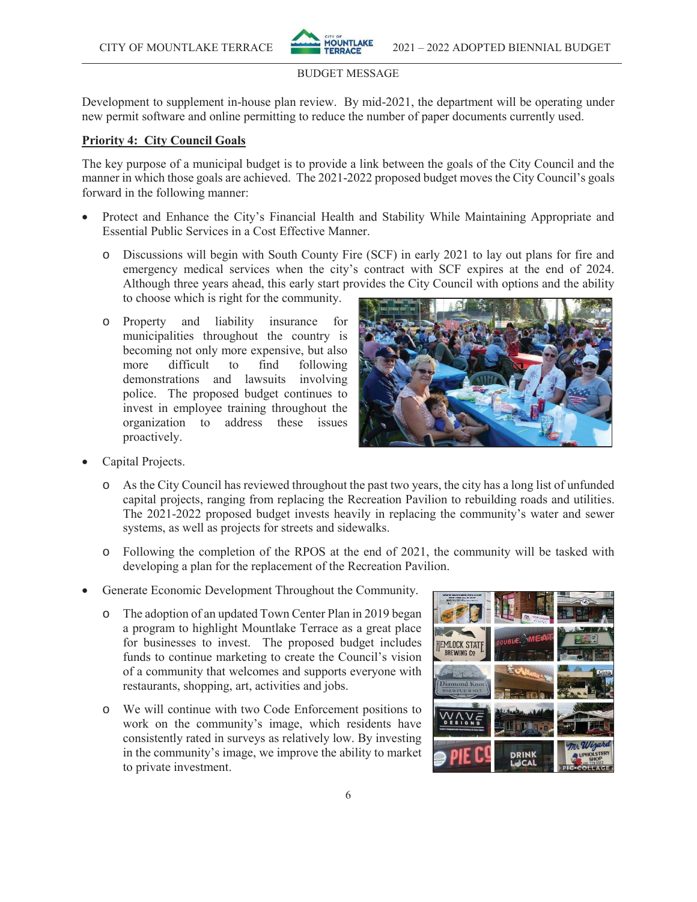Development to supplement in-house plan review. By mid-2021, the department will be operating under new permit software and online permitting to reduce the number of paper documents currently used.

**Priority 4: City Council Goals**

The key purpose of a municipal budget is to provide a link between the goals of the City Council and the manner in which those goals are achieved. The 2021-2022 proposed budget moves the City Council's goals forward in the following manner:

- Protect and Enhance the City's Financial Health and Stability While Maintaining Appropriate and Essential Public Services in a Cost Effective Manner.
  - Discussions will begin with South County Fire (SCF) in early 2021 to lay out plans for fire and emergency medical services when the city's contract with SCF expires at the end of 2024. Although three years ahead, this early start provides the City Council with options and the ability to choose which is right for the community.
  - Property and liability insurance for municipalities throughout the country is becoming not only more expensive, but also more difficult to find following demonstrations and lawsuits involving police. The proposed budget continues to invest in employee training throughout the organization to address these issues proactively.
- Capital Projects.
  - As the City Council has reviewed throughout the past two years, the city has a long list of unfunded capital projects, ranging from replacing the Recreation Pavilion to rebuilding roads and utilities. The 2021-2022 proposed budget invests heavily in replacing the community's water and sewer systems, as well as projects for streets and sidewalks.
  - Following the completion of the RPOS at the end of 2021, the community will be tasked with developing a plan for the replacement of the Recreation Pavilion.
- Generate Economic Development Throughout the Community.
  - The adoption of an updated Town Center Plan in 2019 began a program to highlight Mountlake Terrace as a great place for businesses to invest. The proposed budget includes funds to continue marketing to create the Council's vision of a community that welcomes and supports everyone with restaurants, shopping, art, activities and jobs.
  - We will continue with two Code Enforcement positions to work on the community's image, which residents have consistently rated in surveys as relatively low. By investing in the community's image, we improve the ability to market to private investment.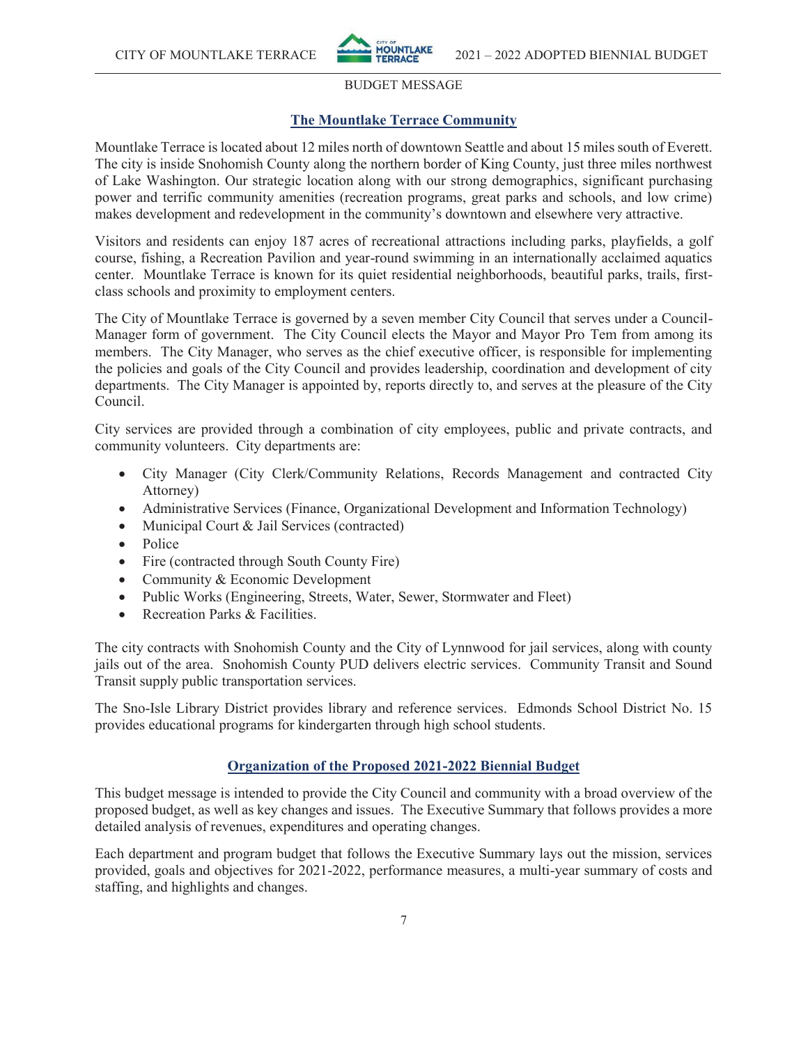BUDGET MESSAGE

## The Mountlake Terrace Community

Mountlake Terrace is located about 12 miles north of downtown Seattle and about 15 miles south of Everett. The city is inside Snohomish County along the northern border of King County, just three miles northwest of Lake Washington. Our strategic location along with our strong demographics, significant purchasing power and terrific community amenities (recreation programs, great parks and schools, and low crime) makes development and redevelopment in the community's downtown and elsewhere very attractive.

Visitors and residents can enjoy 187 acres of recreational attractions including parks, playfields, a golf course, fishing, a Recreation Pavilion and year-round swimming in an internationally acclaimed aquatics center. Mountlake Terrace is known for its quiet residential neighborhoods, beautiful parks, trails, first-class schools and proximity to employment centers.

The City of Mountlake Terrace is governed by a seven member City Council that serves under a Council-Manager form of government. The City Council elects the Mayor and Mayor Pro Tem from among its members. The City Manager, who serves as the chief executive officer, is responsible for implementing the policies and goals of the City Council and provides leadership, coordination and development of city departments. The City Manager is appointed by, reports directly to, and serves at the pleasure of the City Council.

City services are provided through a combination of city employees, public and private contracts, and community volunteers. City departments are:

- City Manager (City Clerk/Community Relations, Records Management and contracted City Attorney)
- Administrative Services (Finance, Organizational Development and Information Technology)
- Municipal Court & Jail Services (contracted)
- Police
- Fire (contracted through South County Fire)
- Community & Economic Development
- Public Works (Engineering, Streets, Water, Sewer, Stormwater and Fleet)
- Recreation Parks & Facilities.

The city contracts with Snohomish County and the City of Lynnwood for jail services, along with county jails out of the area. Snohomish County PUD delivers electric services. Community Transit and Sound Transit supply public transportation services.

The Sno-Isle Library District provides library and reference services. Edmonds School District No. 15 provides educational programs for kindergarten through high school students.

## Organization of the Proposed 2021-2022 Biennial Budget

This budget message is intended to provide the City Council and community with a broad overview of the proposed budget, as well as key changes and issues. The Executive Summary that follows provides a more detailed analysis of revenues, expenditures and operating changes.

Each department and program budget that follows the Executive Summary lays out the mission, services provided, goals and objectives for 2021-2022, performance measures, a multi-year summary of costs and staffing, and highlights and changes.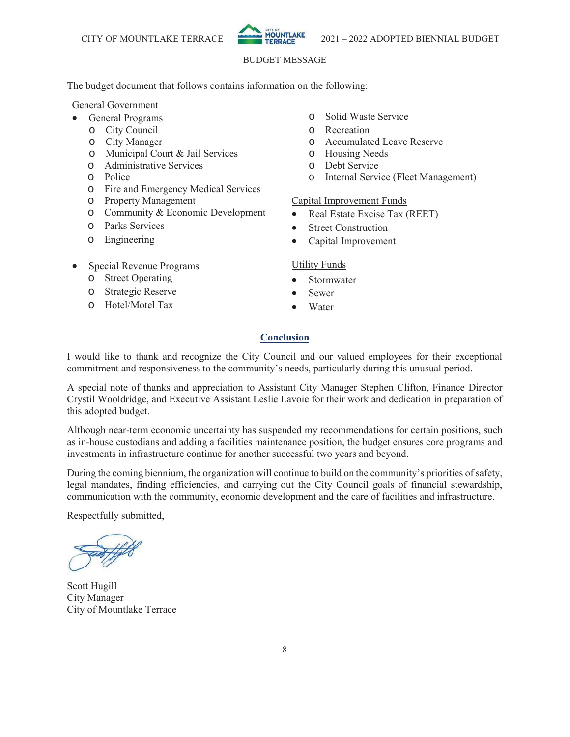BUDGET MESSAGE

The budget document that follows contains information on the following:

General Government

- General Programs
  - City Council
  - City Manager
  - Municipal Court & Jail Services
  - Administrative Services
  - Police
  - Fire and Emergency Medical Services
  - Property Management
  - Community & Economic Development
  - Parks Services
  - Engineering
  - Solid Waste Service
  - Recreation
  - Accumulated Leave Reserve
  - Housing Needs
  - Debt Service
  - Internal Service (Fleet Management)

- Special Revenue Programs
  - Street Operating
  - Strategic Reserve
  - Hotel/Motel Tax

Capital Improvement Funds

- Real Estate Excise Tax (REET)
- Street Construction
- Capital Improvement

Utility Funds

- Stormwater
- Sewer
- Water

## Conclusion

I would like to thank and recognize the City Council and our valued employees for their exceptional commitment and responsiveness to the community's needs, particularly during this unusual period.

A special note of thanks and appreciation to Assistant City Manager Stephen Clifton, Finance Director Crystil Wooldridge, and Executive Assistant Leslie Lavoie for their work and dedication in preparation of this adopted budget.

Although near-term economic uncertainty has suspended my recommendations for certain positions, such as in-house custodians and adding a facilities maintenance position, the budget ensures core programs and investments in infrastructure continue for another successful two years and beyond.

During the coming biennium, the organization will continue to build on the community's priorities of safety, legal mandates, finding efficiencies, and carrying out the City Council goals of financial stewardship, communication with the community, economic development and the care of facilities and infrastructure.

Respectfully submitted,

Scott Hugill
City Manager
City of Mountlake Terrace